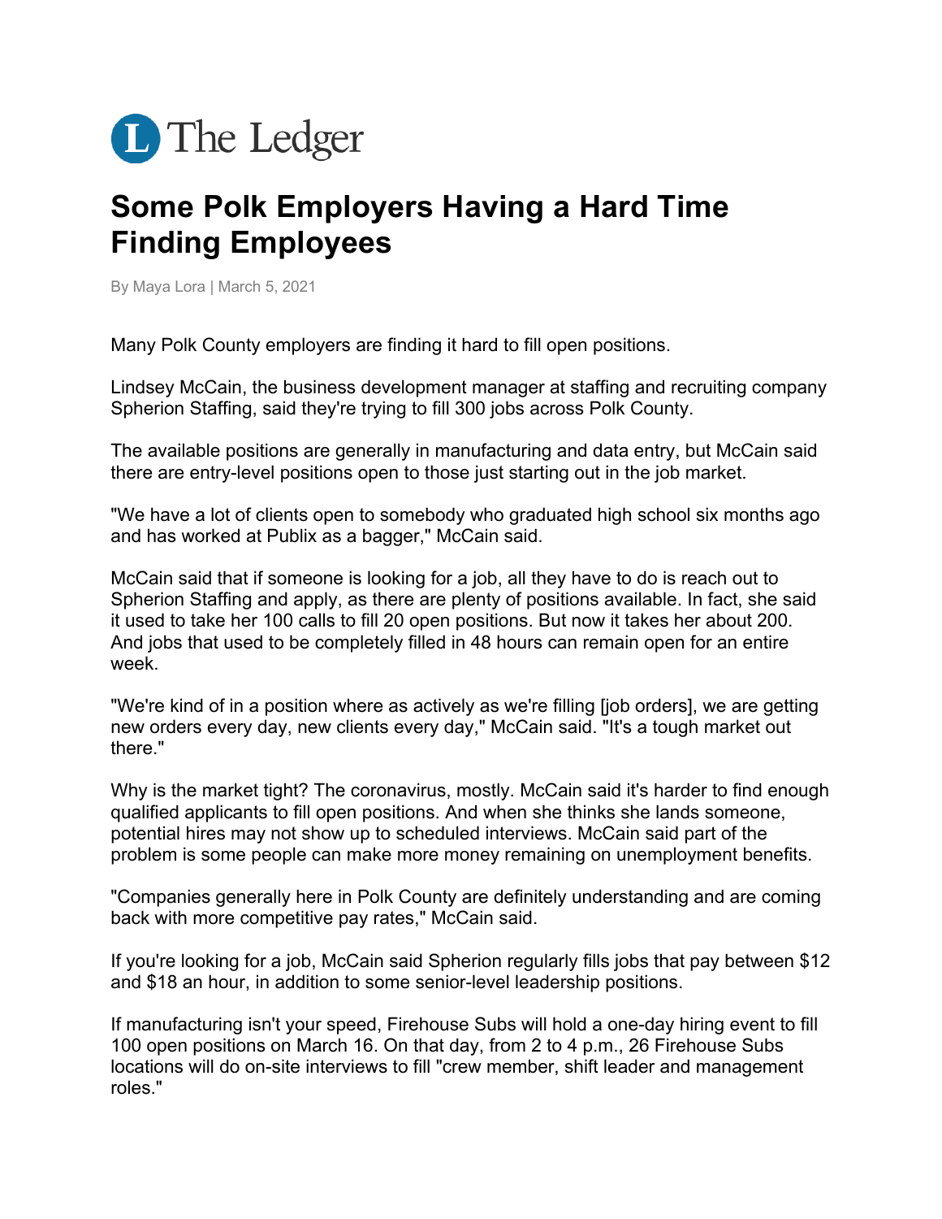The Ledger

# Some Polk Employers Having a Hard Time Finding Employees

By Maya Lora | March 5, 2021

Many Polk County employers are finding it hard to fill open positions.

Lindsey McCain, the business development manager at staffing and recruiting company Spherion Staffing, said they're trying to fill 300 jobs across Polk County.

The available positions are generally in manufacturing and data entry, but McCain said there are entry-level positions open to those just starting out in the job market.

"We have a lot of clients open to somebody who graduated high school six months ago and has worked at Publix as a bagger," McCain said.

McCain said that if someone is looking for a job, all they have to do is reach out to Spherion Staffing and apply, as there are plenty of positions available. In fact, she said it used to take her 100 calls to fill 20 open positions. But now it takes her about 200. And jobs that used to be completely filled in 48 hours can remain open for an entire week.

"We're kind of in a position where as actively as we're filling [job orders], we are getting new orders every day, new clients every day," McCain said. "It's a tough market out there."

Why is the market tight? The coronavirus, mostly. McCain said it's harder to find enough qualified applicants to fill open positions. And when she thinks she lands someone, potential hires may not show up to scheduled interviews. McCain said part of the problem is some people can make more money remaining on unemployment benefits.

"Companies generally here in Polk County are definitely understanding and are coming back with more competitive pay rates," McCain said.

If you're looking for a job, McCain said Spherion regularly fills jobs that pay between $12 and $18 an hour, in addition to some senior-level leadership positions.

If manufacturing isn't your speed, Firehouse Subs will hold a one-day hiring event to fill 100 open positions on March 16. On that day, from 2 to 4 p.m., 26 Firehouse Subs locations will do on-site interviews to fill "crew member, shift leader and management roles."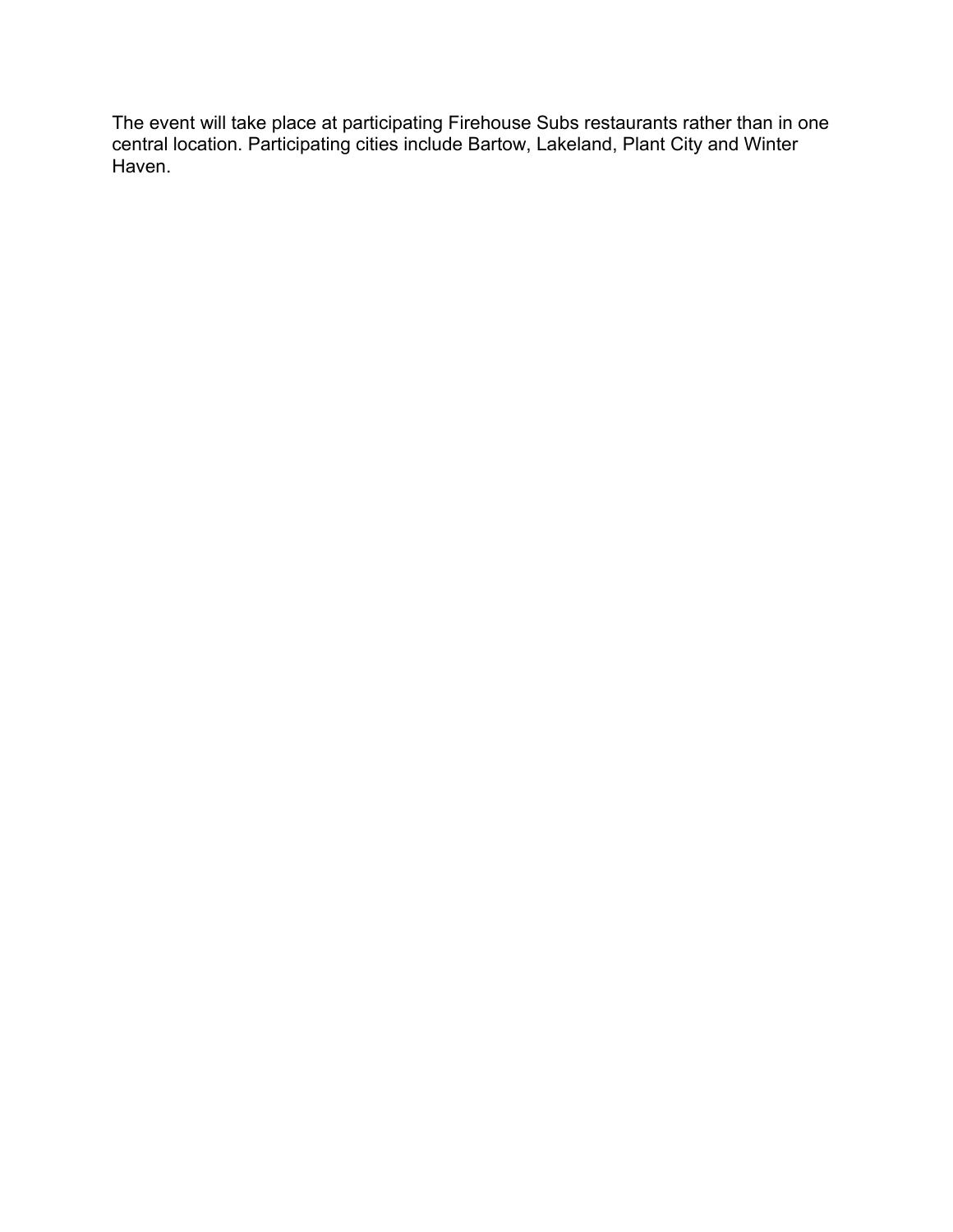The event will take place at participating Firehouse Subs restaurants rather than in one central location. Participating cities include Bartow, Lakeland, Plant City and Winter Haven.